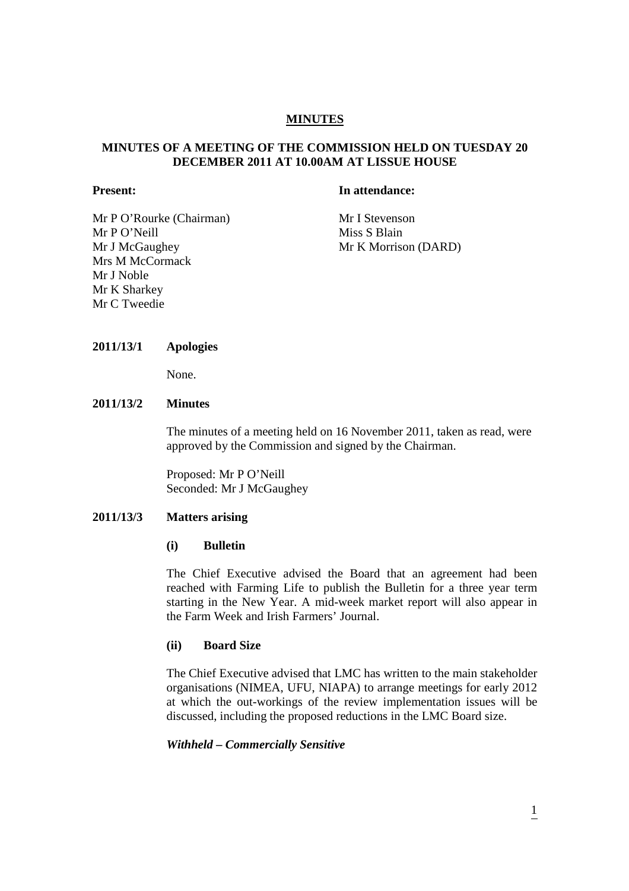# MINUTES

## MINUTES OF A MEETING OF THE COMMISSION HELD ON TUESDAY 20 DECEMBER 2011 AT 10.00AM AT LISSUE HOUSE

| **Present:** | **In attendance:** |
|---|---|
| Mr P O'Rourke (Chairman) | Mr I Stevenson |
| Mr P O'Neill | Miss S Blain |
| Mr J McGaughey | Mr K Morrison (DARD) |
| Mrs M McCormack | |
| Mr J Noble | |
| Mr K Sharkey | |
| Mr C Tweedie | |

**2011/13/1 Apologies**

None.

**2011/13/2 Minutes**

The minutes of a meeting held on 16 November 2011, taken as read, were approved by the Commission and signed by the Chairman.

Proposed: Mr P O'Neill
Seconded: Mr J McGaughey

**2011/13/3 Matters arising**

**(i) Bulletin**

The Chief Executive advised the Board that an agreement had been reached with Farming Life to publish the Bulletin for a three year term starting in the New Year. A mid-week market report will also appear in the Farm Week and Irish Farmers' Journal.

**(ii) Board Size**

The Chief Executive advised that LMC has written to the main stakeholder organisations (NIMEA, UFU, NIAPA) to arrange meetings for early 2012 at which the out-workings of the review implementation issues will be discussed, including the proposed reductions in the LMC Board size.

***Withheld – Commercially Sensitive***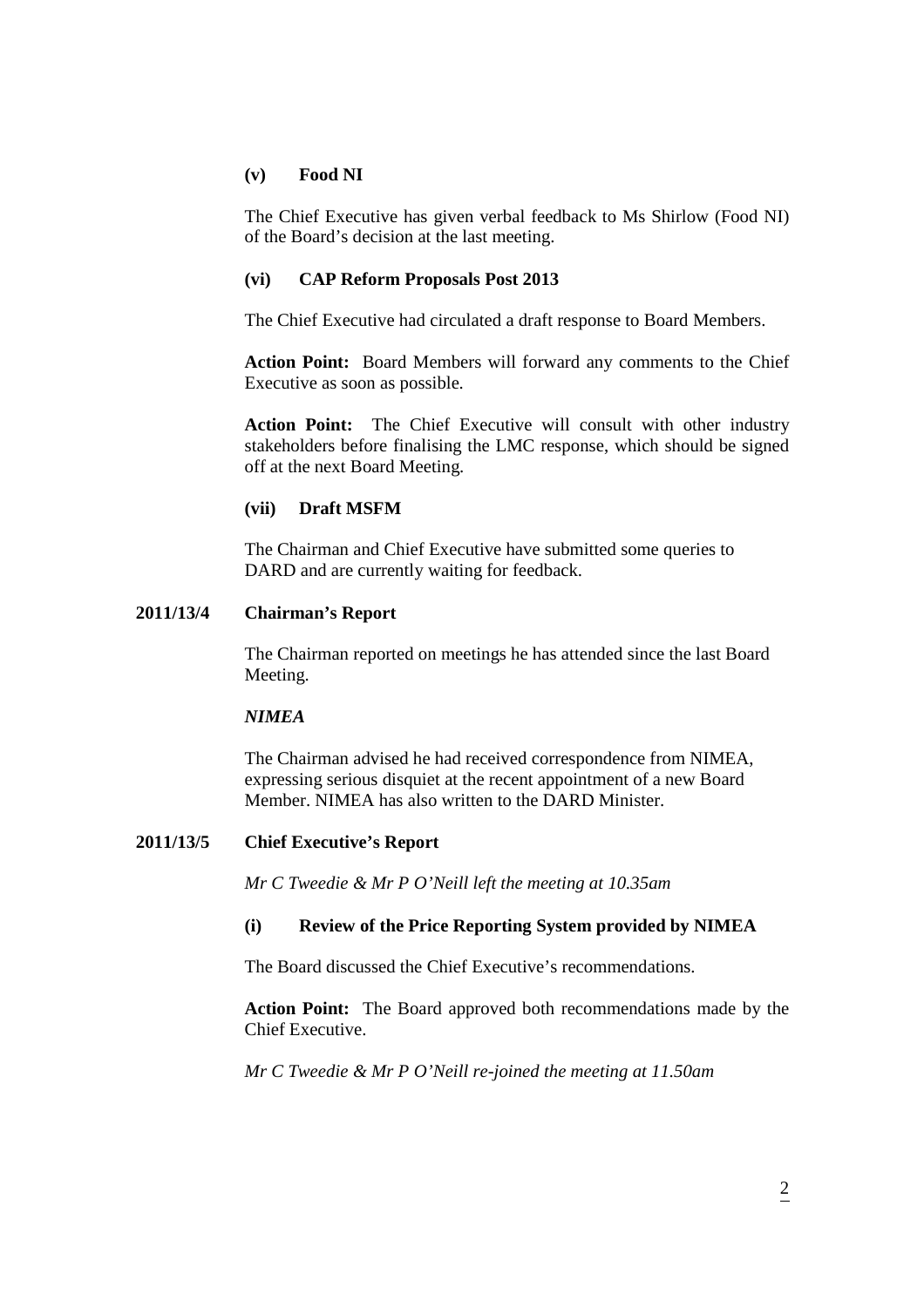**(v) Food NI**

The Chief Executive has given verbal feedback to Ms Shirlow (Food NI) of the Board's decision at the last meeting.

**(vi) CAP Reform Proposals Post 2013**

The Chief Executive had circulated a draft response to Board Members.

**Action Point:** Board Members will forward any comments to the Chief Executive as soon as possible.

**Action Point:** The Chief Executive will consult with other industry stakeholders before finalising the LMC response, which should be signed off at the next Board Meeting.

**(vii) Draft MSFM**

The Chairman and Chief Executive have submitted some queries to DARD and are currently waiting for feedback.

**2011/13/4 Chairman's Report**

The Chairman reported on meetings he has attended since the last Board Meeting.

***NIMEA***

The Chairman advised he had received correspondence from NIMEA, expressing serious disquiet at the recent appointment of a new Board Member. NIMEA has also written to the DARD Minister.

**2011/13/5 Chief Executive's Report**

*Mr C Tweedie & Mr P O'Neill left the meeting at 10.35am*

**(i) Review of the Price Reporting System provided by NIMEA**

The Board discussed the Chief Executive's recommendations.

**Action Point:** The Board approved both recommendations made by the Chief Executive.

*Mr C Tweedie & Mr P O'Neill re-joined the meeting at 11.50am*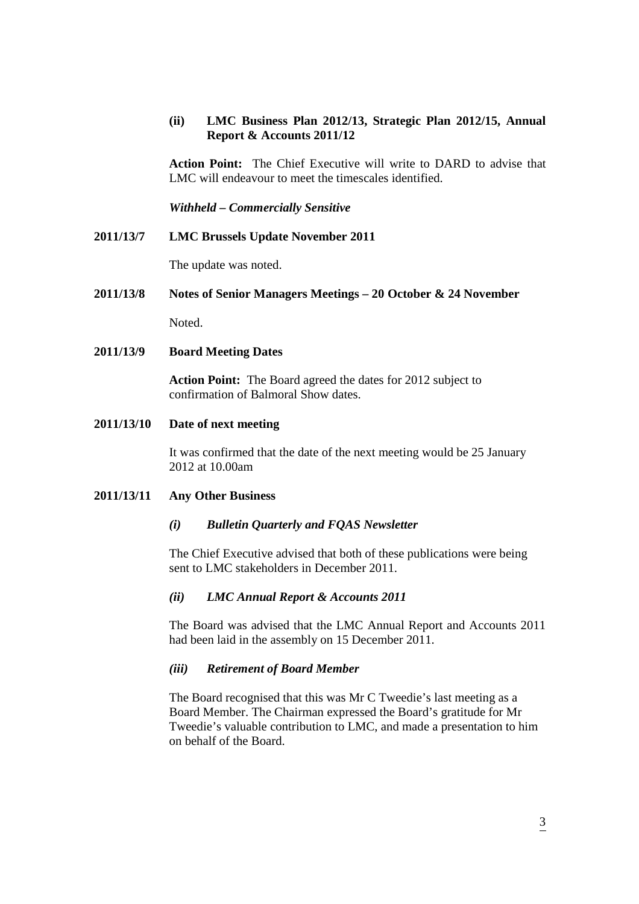**(ii) LMC Business Plan 2012/13, Strategic Plan 2012/15, Annual Report & Accounts 2011/12**

**Action Point:** The Chief Executive will write to DARD to advise that LMC will endeavour to meet the timescales identified.

***Withheld – Commercially Sensitive***

**2011/13/7 LMC Brussels Update November 2011**

The update was noted.

**2011/13/8 Notes of Senior Managers Meetings – 20 October & 24 November**

Noted.

**2011/13/9 Board Meeting Dates**

**Action Point:** The Board agreed the dates for 2012 subject to confirmation of Balmoral Show dates.

**2011/13/10 Date of next meeting**

It was confirmed that the date of the next meeting would be 25 January 2012 at 10.00am

**2011/13/11 Any Other Business**

***(i) Bulletin Quarterly and FQAS Newsletter***

The Chief Executive advised that both of these publications were being sent to LMC stakeholders in December 2011.

***(ii) LMC Annual Report & Accounts 2011***

The Board was advised that the LMC Annual Report and Accounts 2011 had been laid in the assembly on 15 December 2011.

***(iii) Retirement of Board Member***

The Board recognised that this was Mr C Tweedie's last meeting as a Board Member. The Chairman expressed the Board's gratitude for Mr Tweedie's valuable contribution to LMC, and made a presentation to him on behalf of the Board.